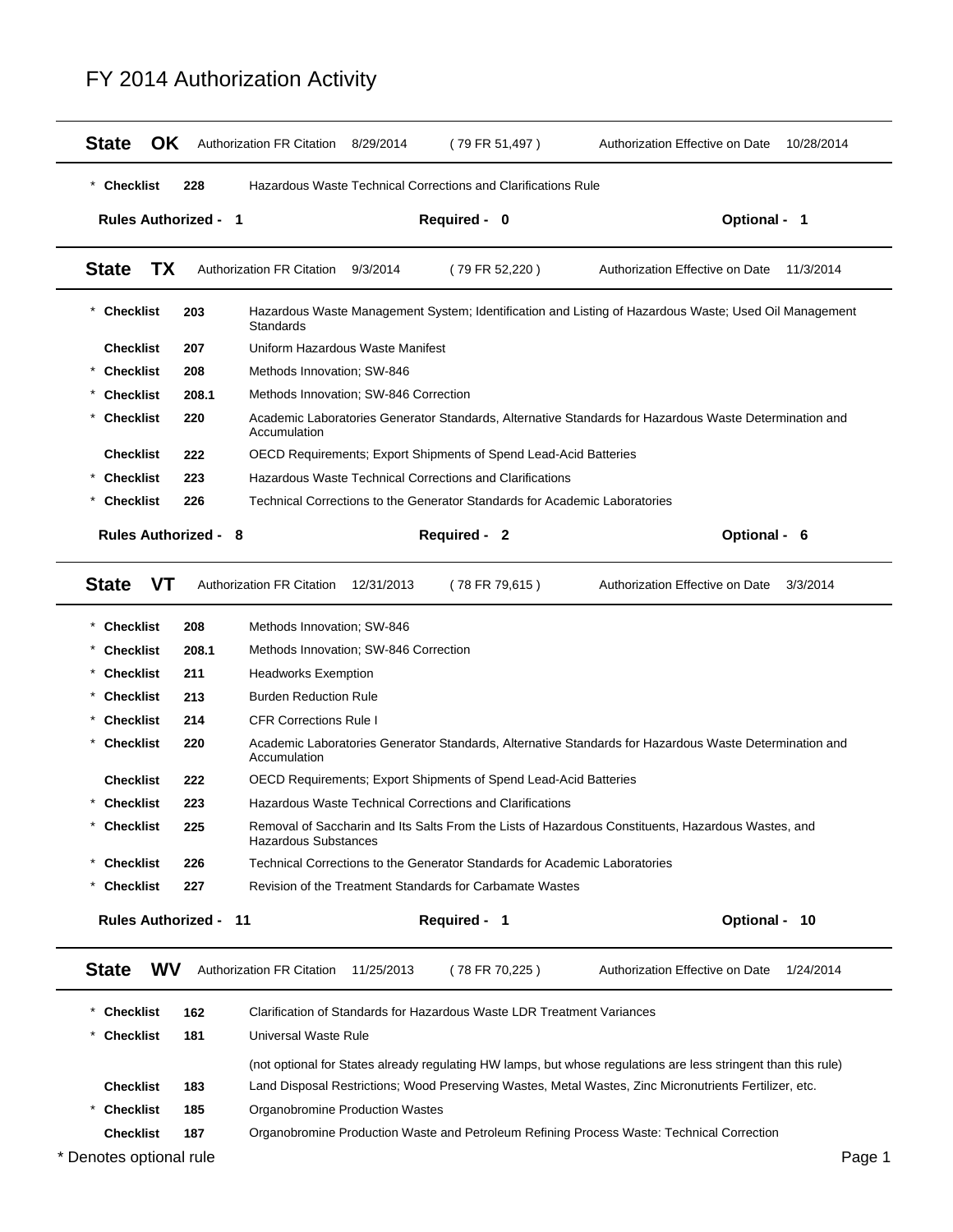# FY 2014 Authorization Activity

**State OK** Authorization FR Citation 8/29/2014 ( 79 FR 51,497 ) Authorization Effective on Date 10/28/2014

| | Checklist | | |
|---|---|---|---|
| * | **Checklist** | **228** | Hazardous Waste Technical Corrections and Clarifications Rule |

**Rules Authorized - 1** **Required - 0** **Optional - 1**

**State TX** Authorization FR Citation 9/3/2014 ( 79 FR 52,220 ) Authorization Effective on Date 11/3/2014

| | Checklist | | |
|---|---|---|---|
| * | **Checklist** | **203** | Hazardous Waste Management System; Identification and Listing of Hazardous Waste; Used Oil Management Standards |
| | **Checklist** | **207** | Uniform Hazardous Waste Manifest |
| * | **Checklist** | **208** | Methods Innovation; SW-846 |
| * | **Checklist** | **208.1** | Methods Innovation; SW-846 Correction |
| * | **Checklist** | **220** | Academic Laboratories Generator Standards, Alternative Standards for Hazardous Waste Determination and Accumulation |
| | **Checklist** | **222** | OECD Requirements; Export Shipments of Spend Lead-Acid Batteries |
| * | **Checklist** | **223** | Hazardous Waste Technical Corrections and Clarifications |
| * | **Checklist** | **226** | Technical Corrections to the Generator Standards for Academic Laboratories |

**Rules Authorized - 8** **Required - 2** **Optional - 6**

**State VT** Authorization FR Citation 12/31/2013 ( 78 FR 79,615 ) Authorization Effective on Date 3/3/2014

| | Checklist | | |
|---|---|---|---|
| * | **Checklist** | **208** | Methods Innovation; SW-846 |
| * | **Checklist** | **208.1** | Methods Innovation; SW-846 Correction |
| * | **Checklist** | **211** | Headworks Exemption |
| * | **Checklist** | **213** | Burden Reduction Rule |
| * | **Checklist** | **214** | CFR Corrections Rule I |
| * | **Checklist** | **220** | Academic Laboratories Generator Standards, Alternative Standards for Hazardous Waste Determination and Accumulation |
| | **Checklist** | **222** | OECD Requirements; Export Shipments of Spend Lead-Acid Batteries |
| * | **Checklist** | **223** | Hazardous Waste Technical Corrections and Clarifications |
| * | **Checklist** | **225** | Removal of Saccharin and Its Salts From the Lists of Hazardous Constituents, Hazardous Wastes, and Hazardous Substances |
| * | **Checklist** | **226** | Technical Corrections to the Generator Standards for Academic Laboratories |
| * | **Checklist** | **227** | Revision of the Treatment Standards for Carbamate Wastes |

**Rules Authorized - 11** **Required - 1** **Optional - 10**

**State WV** Authorization FR Citation 11/25/2013 ( 78 FR 70,225 ) Authorization Effective on Date 1/24/2014

| | Checklist | | |
|---|---|---|---|
| * | **Checklist** | **162** | Clarification of Standards for Hazardous Waste LDR Treatment Variances |
| * | **Checklist** | **181** | Universal Waste Rule<br>(not optional for States already regulating HW lamps, but whose regulations are less stringent than this rule) |
| | **Checklist** | **183** | Land Disposal Restrictions; Wood Preserving Wastes, Metal Wastes, Zinc Micronutrients Fertilizer, etc. |
| * | **Checklist** | **185** | Organobromine Production Wastes |
| | **Checklist** | **187** | Organobromine Production Waste and Petroleum Refining Process Waste: Technical Correction |

\* Denotes optional rule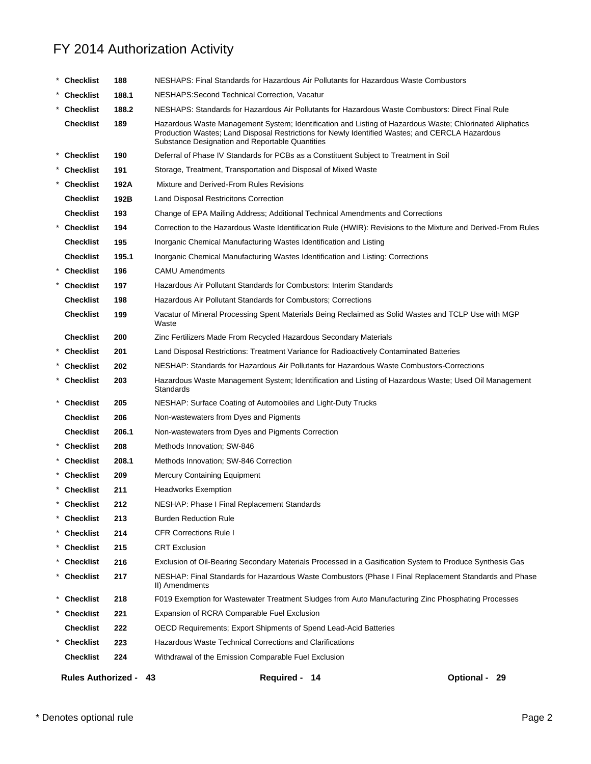# FY 2014 Authorization Activity

| | | | |
|---|---|---|---|
| * | Checklist | 188 | NESHAPS: Final Standards for Hazardous Air Pollutants for Hazardous Waste Combustors |
| * | Checklist | 188.1 | NESHAPS:Second Technical Correction, Vacatur |
| * | Checklist | 188.2 | NESHAPS: Standards for Hazardous Air Pollutants for Hazardous Waste Combustors: Direct Final Rule |
| | Checklist | 189 | Hazardous Waste Management System; Identification and Listing of Hazardous Waste; Chlorinated Aliphatics Production Wastes; Land Disposal Restrictions for Newly Identified Wastes; and CERCLA Hazardous Substance Designation and Reportable Quantities |
| * | Checklist | 190 | Deferral of Phase IV Standards for PCBs as a Constituent Subject to Treatment in Soil |
| * | Checklist | 191 | Storage, Treatment, Transportation and Disposal of Mixed Waste |
| * | Checklist | 192A | Mixture and Derived-From Rules Revisions |
| | Checklist | 192B | Land Disposal Restricitons Correction |
| | Checklist | 193 | Change of EPA Mailing Address; Additional Technical Amendments and Corrections |
| * | Checklist | 194 | Correction to the Hazardous Waste Identification Rule (HWIR): Revisions to the Mixture and Derived-From Rules |
| | Checklist | 195 | Inorganic Chemical Manufacturing Wastes Identification and Listing |
| | Checklist | 195.1 | Inorganic Chemical Manufacturing Wastes Identification and Listing: Corrections |
| * | Checklist | 196 | CAMU Amendments |
| * | Checklist | 197 | Hazardous Air Pollutant Standards for Combustors: Interim Standards |
| | Checklist | 198 | Hazardous Air Pollutant Standards for Combustors; Corrections |
| | Checklist | 199 | Vacatur of Mineral Processing Spent Materials Being Reclaimed as Solid Wastes and TCLP Use with MGP Waste |
| | Checklist | 200 | Zinc Fertilizers Made From Recycled Hazardous Secondary Materials |
| * | Checklist | 201 | Land Disposal Restrictions: Treatment Variance for Radioactively Contaminated Batteries |
| * | Checklist | 202 | NESHAP: Standards for Hazardous Air Pollutants for Hazardous Waste Combustors-Corrections |
| * | Checklist | 203 | Hazardous Waste Management System; Identification and Listing of Hazardous Waste; Used Oil Management Standards |
| * | Checklist | 205 | NESHAP: Surface Coating of Automobiles and Light-Duty Trucks |
| | Checklist | 206 | Non-wastewaters from Dyes and Pigments |
| | Checklist | 206.1 | Non-wastewaters from Dyes and Pigments Correction |
| * | Checklist | 208 | Methods Innovation; SW-846 |
| * | Checklist | 208.1 | Methods Innovation; SW-846 Correction |
| * | Checklist | 209 | Mercury Containing Equipment |
| * | Checklist | 211 | Headworks Exemption |
| * | Checklist | 212 | NESHAP: Phase I Final Replacement Standards |
| * | Checklist | 213 | Burden Reduction Rule |
| * | Checklist | 214 | CFR Corrections Rule I |
| * | Checklist | 215 | CRT Exclusion |
| * | Checklist | 216 | Exclusion of Oil-Bearing Secondary Materials Processed in a Gasification System to Produce Synthesis Gas |
| * | Checklist | 217 | NESHAP: Final Standards for Hazardous Waste Combustors (Phase I Final Replacement Standards and Phase II) Amendments |
| * | Checklist | 218 | F019 Exemption for Wastewater Treatment Sludges from Auto Manufacturing Zinc Phosphating Processes |
| * | Checklist | 221 | Expansion of RCRA Comparable Fuel Exclusion |
| | Checklist | 222 | OECD Requirements; Export Shipments of Spend Lead-Acid Batteries |
| * | Checklist | 223 | Hazardous Waste Technical Corrections and Clarifications |
| | Checklist | 224 | Withdrawal of the Emission Comparable Fuel Exclusion |

**Rules Authorized - 43** **Required - 14** **Optional - 29**

* Denotes optional rule